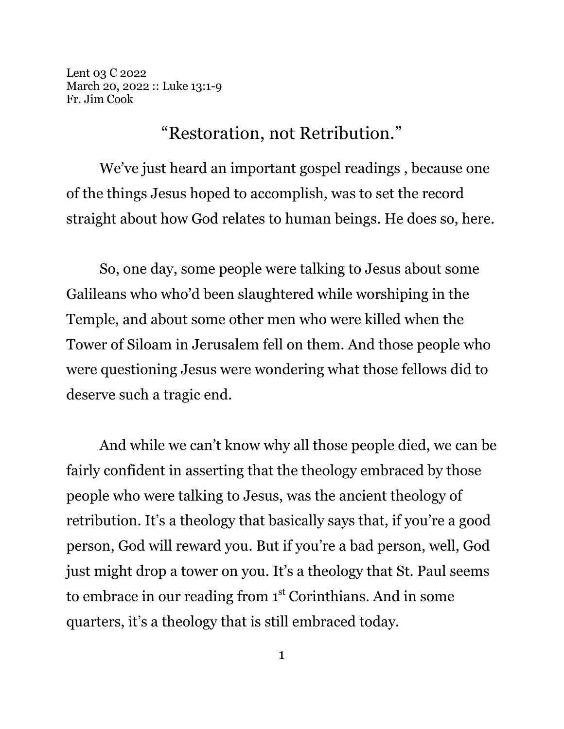Lent 03 C 2022
March 20, 2022 :: Luke 13:1-9
Fr. Jim Cook

# "Restoration, not Retribution."

We've just heard an important gospel readings , because one of the things Jesus hoped to accomplish, was to set the record straight about how God relates to human beings. He does so, here.

So, one day, some people were talking to Jesus about some Galileans who who'd been slaughtered while worshiping in the Temple, and about some other men who were killed when the Tower of Siloam in Jerusalem fell on them. And those people who were questioning Jesus were wondering what those fellows did to deserve such a tragic end.

And while we can't know why all those people died, we can be fairly confident in asserting that the theology embraced by those people who were talking to Jesus, was the ancient theology of retribution. It's a theology that basically says that, if you're a good person, God will reward you. But if you're a bad person, well, God just might drop a tower on you. It's a theology that St. Paul seems to embrace in our reading from 1st Corinthians. And in some quarters, it's a theology that is still embraced today.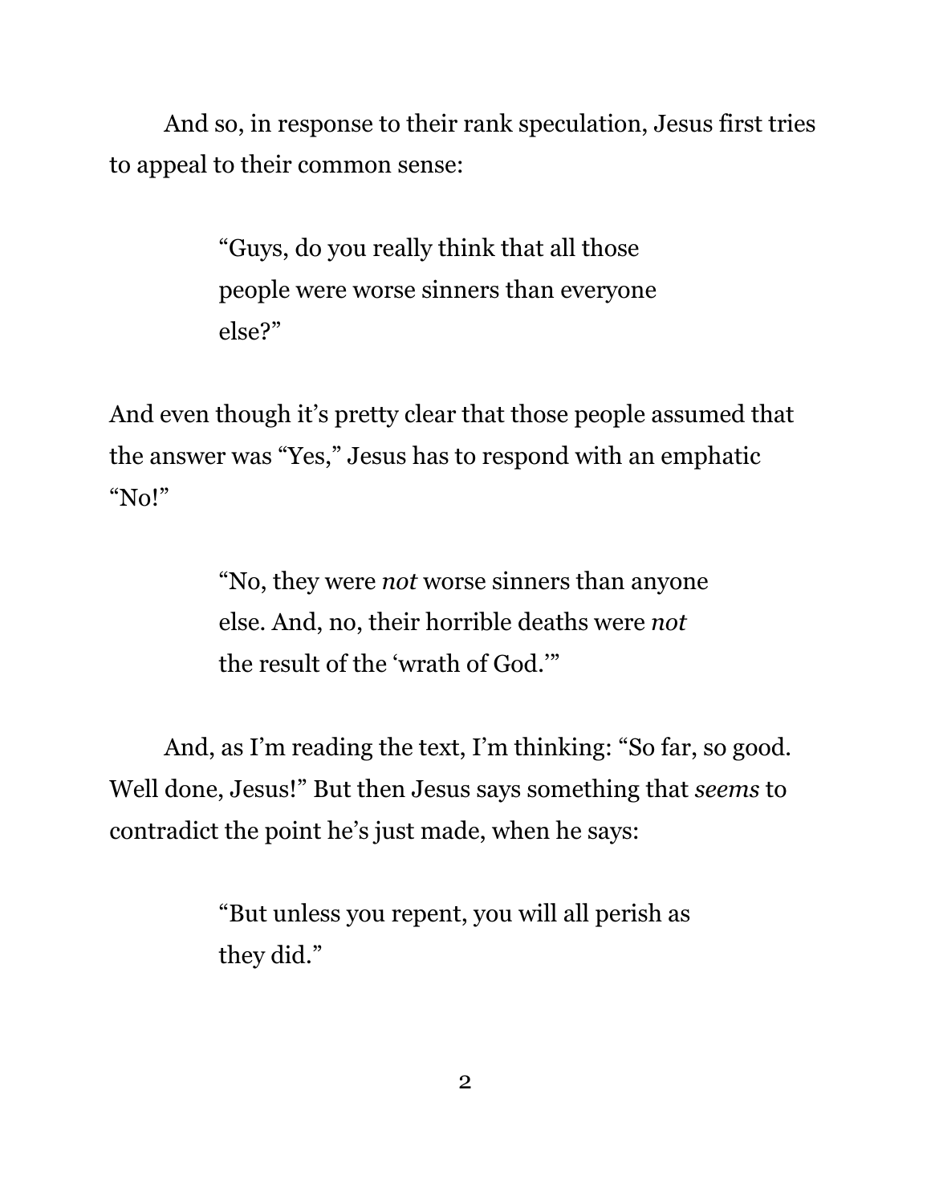And so, in response to their rank speculation, Jesus first tries to appeal to their common sense:

> "Guys, do you really think that all those people were worse sinners than everyone else?"

And even though it's pretty clear that those people assumed that the answer was "Yes," Jesus has to respond with an emphatic "No!"

> "No, they were *not* worse sinners than anyone else. And, no, their horrible deaths were *not* the result of the 'wrath of God.'"

And, as I'm reading the text, I'm thinking: "So far, so good. Well done, Jesus!" But then Jesus says something that *seems* to contradict the point he's just made, when he says:

> "But unless you repent, you will all perish as they did."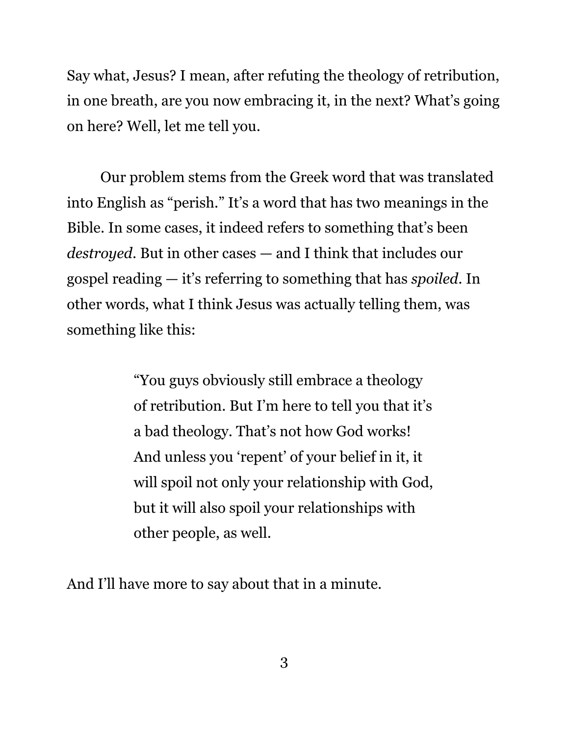Say what, Jesus? I mean, after refuting the theology of retribution, in one breath, are you now embracing it, in the next? What's going on here? Well, let me tell you.

Our problem stems from the Greek word that was translated into English as "perish." It's a word that has two meanings in the Bible. In some cases, it indeed refers to something that's been *destroyed*. But in other cases — and I think that includes our gospel reading — it's referring to something that has *spoiled*. In other words, what I think Jesus was actually telling them, was something like this:

> "You guys obviously still embrace a theology of retribution. But I'm here to tell you that it's a bad theology. That's not how God works! And unless you 'repent' of your belief in it, it will spoil not only your relationship with God, but it will also spoil your relationships with other people, as well.

And I'll have more to say about that in a minute.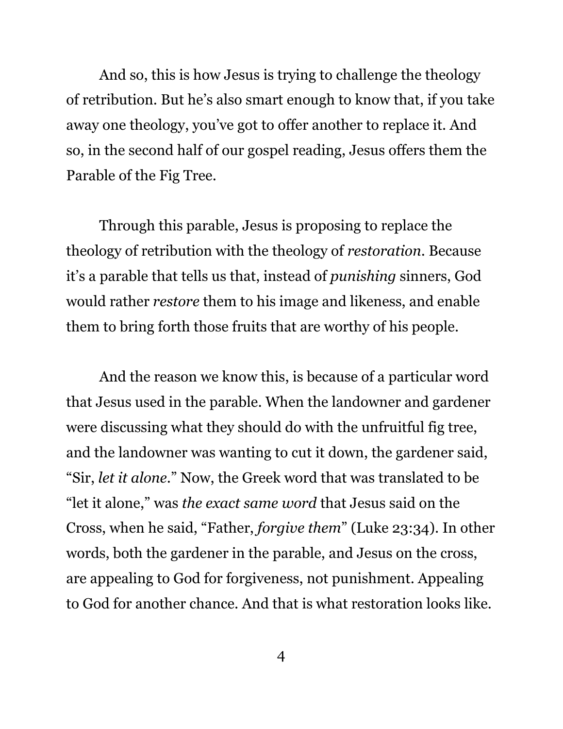And so, this is how Jesus is trying to challenge the theology of retribution. But he's also smart enough to know that, if you take away one theology, you've got to offer another to replace it. And so, in the second half of our gospel reading, Jesus offers them the Parable of the Fig Tree.

Through this parable, Jesus is proposing to replace the theology of retribution with the theology of *restoration*. Because it's a parable that tells us that, instead of *punishing* sinners, God would rather *restore* them to his image and likeness, and enable them to bring forth those fruits that are worthy of his people.

And the reason we know this, is because of a particular word that Jesus used in the parable. When the landowner and gardener were discussing what they should do with the unfruitful fig tree, and the landowner was wanting to cut it down, the gardener said, "Sir, *let it alone*." Now, the Greek word that was translated to be "let it alone," was *the exact same word* that Jesus said on the Cross, when he said, "Father, *forgive them*" (Luke 23:34). In other words, both the gardener in the parable, and Jesus on the cross, are appealing to God for forgiveness, not punishment. Appealing to God for another chance. And that is what restoration looks like.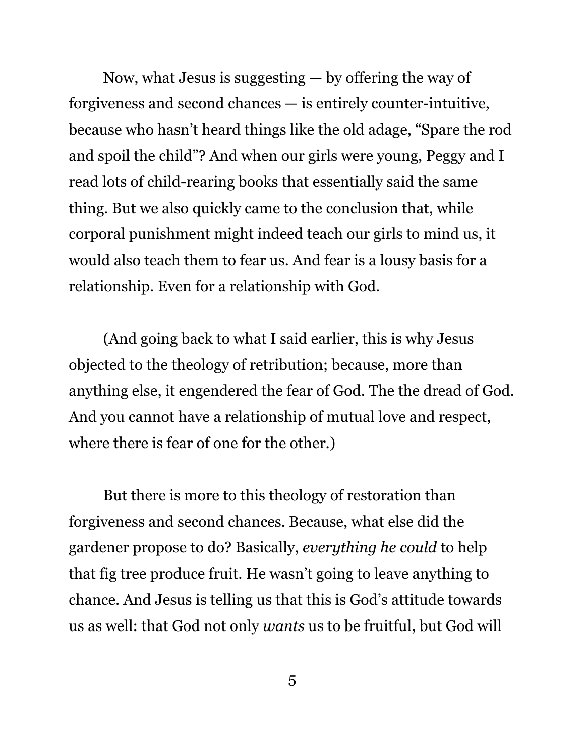Now, what Jesus is suggesting — by offering the way of forgiveness and second chances — is entirely counter-intuitive, because who hasn't heard things like the old adage, "Spare the rod and spoil the child"? And when our girls were young, Peggy and I read lots of child-rearing books that essentially said the same thing. But we also quickly came to the conclusion that, while corporal punishment might indeed teach our girls to mind us, it would also teach them to fear us. And fear is a lousy basis for a relationship. Even for a relationship with God.

(And going back to what I said earlier, this is why Jesus objected to the theology of retribution; because, more than anything else, it engendered the fear of God. The the dread of God. And you cannot have a relationship of mutual love and respect, where there is fear of one for the other.)

But there is more to this theology of restoration than forgiveness and second chances. Because, what else did the gardener propose to do? Basically, *everything he could* to help that fig tree produce fruit. He wasn't going to leave anything to chance. And Jesus is telling us that this is God's attitude towards us as well: that God not only *wants* us to be fruitful, but God will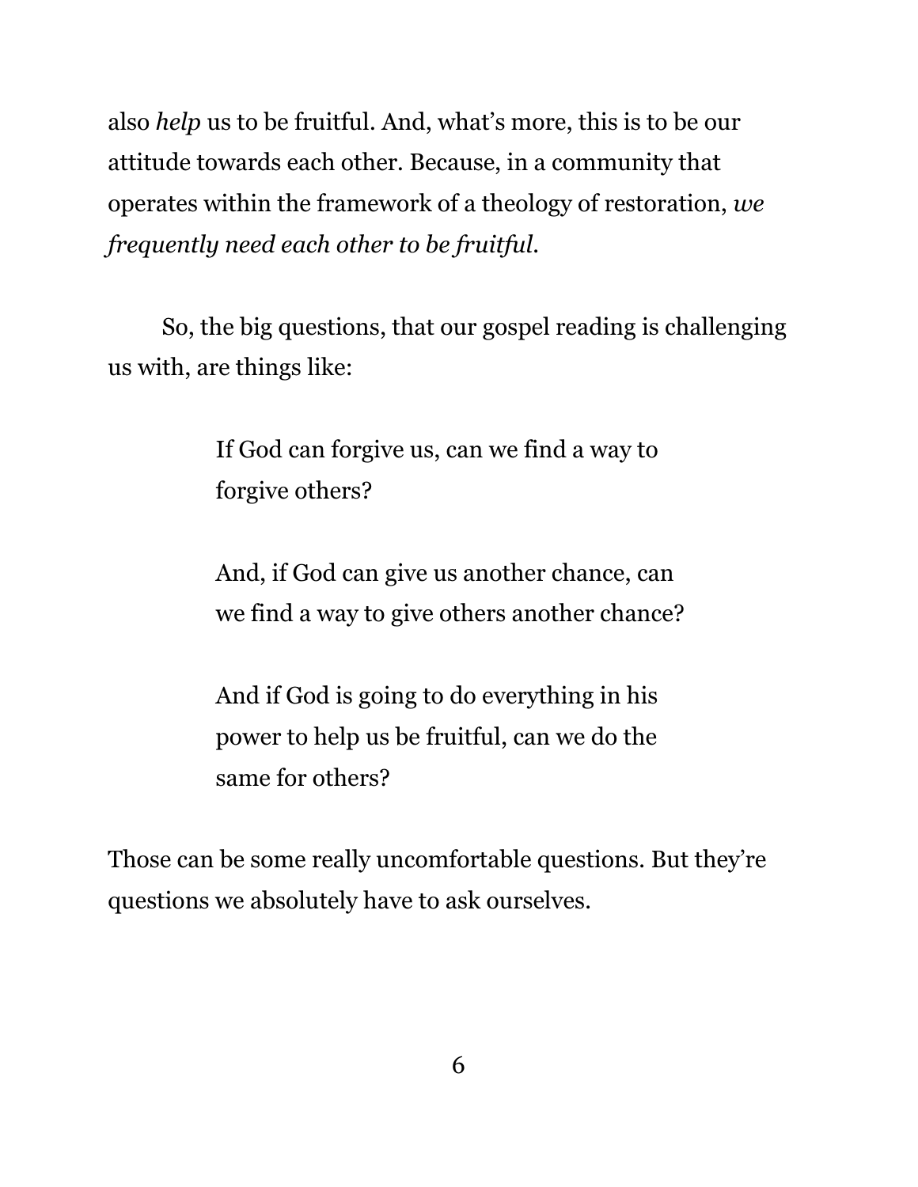also *help* us to be fruitful. And, what's more, this is to be our attitude towards each other. Because, in a community that operates within the framework of a theology of restoration, *we frequently need each other to be fruitful*.

So, the big questions, that our gospel reading is challenging us with, are things like:

> If God can forgive us, can we find a way to forgive others?
>
> And, if God can give us another chance, can we find a way to give others another chance?
>
> And if God is going to do everything in his power to help us be fruitful, can we do the same for others?

Those can be some really uncomfortable questions. But they're questions we absolutely have to ask ourselves.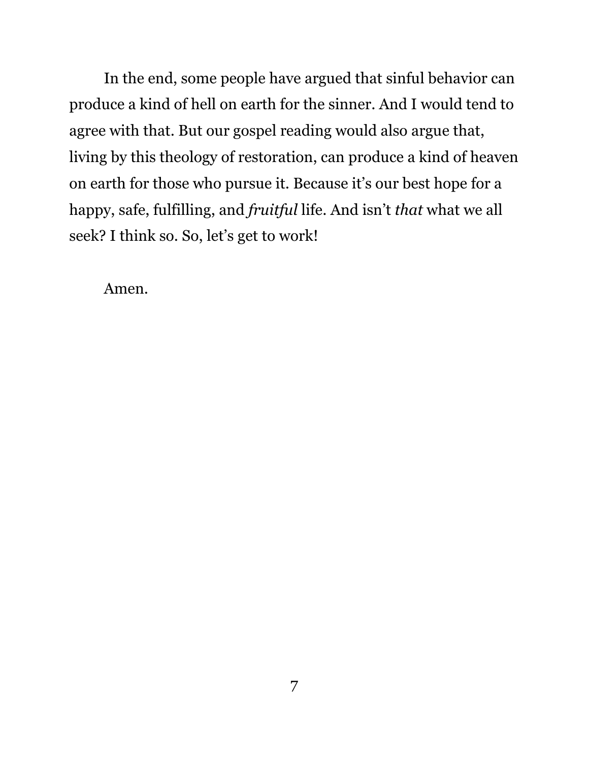In the end, some people have argued that sinful behavior can produce a kind of hell on earth for the sinner. And I would tend to agree with that. But our gospel reading would also argue that, living by this theology of restoration, can produce a kind of heaven on earth for those who pursue it. Because it's our best hope for a happy, safe, fulfilling, and *fruitful* life. And isn't *that* what we all seek? I think so. So, let's get to work!

Amen.